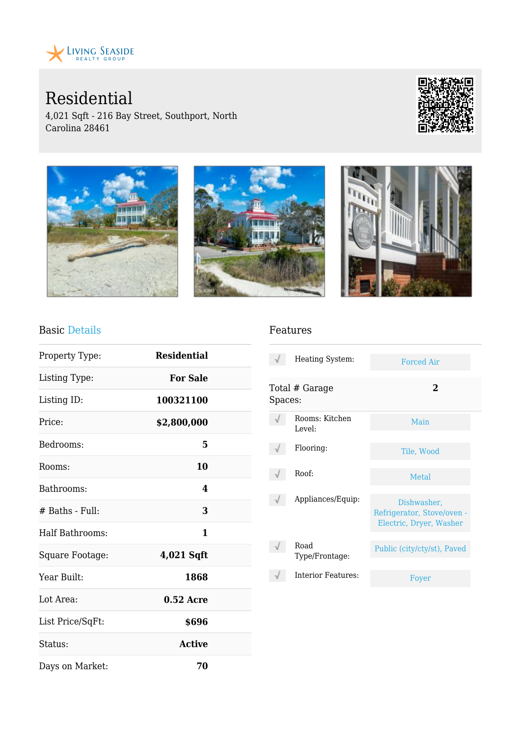Living Seaside Realty Group

# Residential

4,021 Sqft - 216 Bay Street, Southport, North Carolina 28461

## Basic Details

| | |
|---|---|
| Property Type: | **Residential** |
| Listing Type: | **For Sale** |
| Listing ID: | **100321100** |
| Price: | **$2,800,000** |
| Bedrooms: | **5** |
| Rooms: | **10** |
| Bathrooms: | **4** |
| # Baths - Full: | **3** |
| Half Bathrooms: | **1** |
| Square Footage: | **4,021 Sqft** |
| Year Built: | **1868** |
| Lot Area: | **0.52 Acre** |
| List Price/SqFt: | **$696** |
| Status: | **Active** |
| Days on Market: | **70** |

## Features

| | |
|---|---|
| Heating System: | Forced Air |
| Total # Garage Spaces: | **2** |
| Rooms: Kitchen Level: | Main |
| Flooring: | Tile, Wood |
| Roof: | Metal |
| Appliances/Equip: | Dishwasher, Refrigerator, Stove/oven - Electric, Dryer, Washer |
| Road Type/Frontage: | Public (city/cty/st), Paved |
| Interior Features: | Foyer |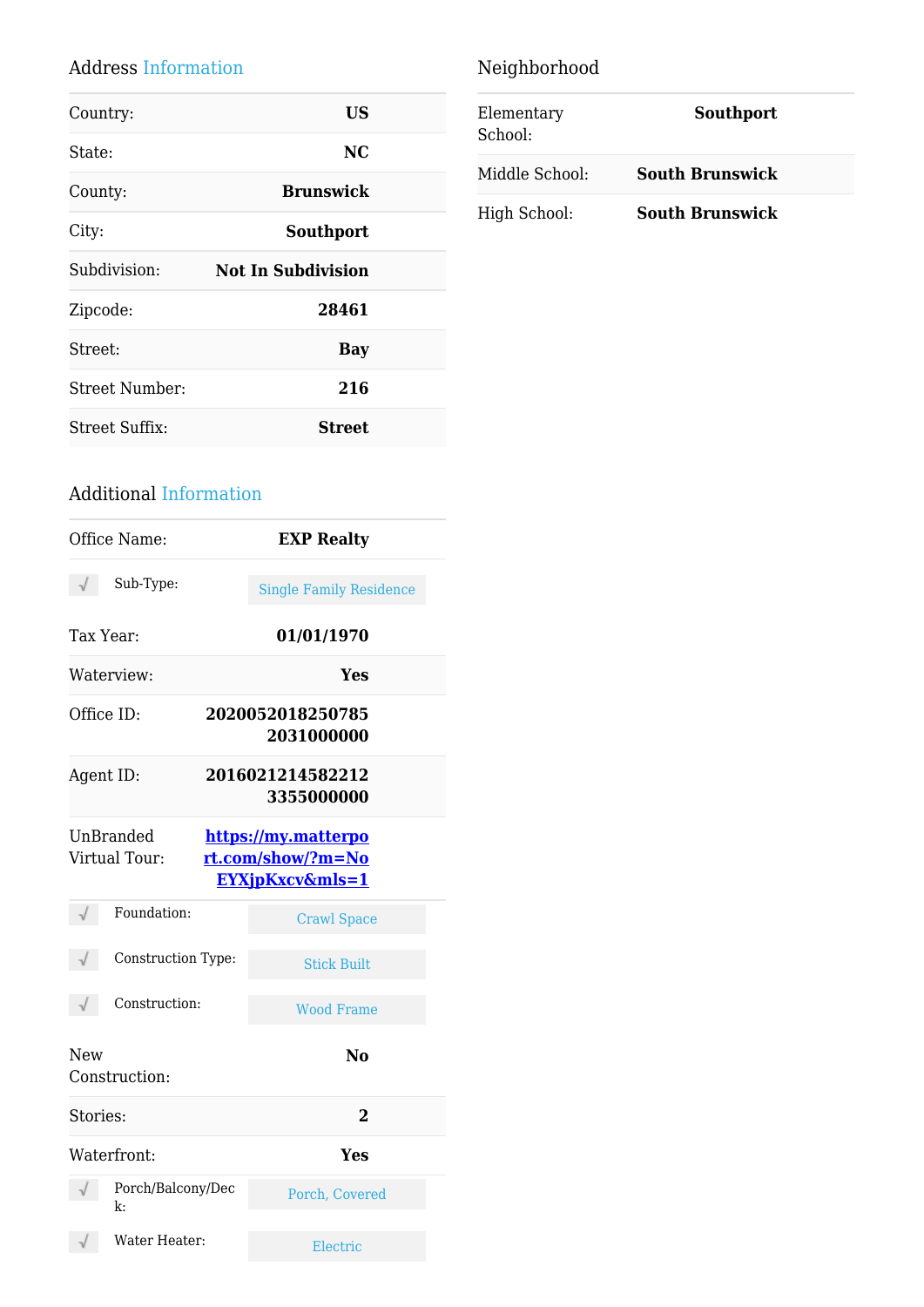## Address Information

| Field | Value |
|---|---|
| Country: | **US** |
| State: | **NC** |
| County: | **Brunswick** |
| City: | **Southport** |
| Subdivision: | **Not In Subdivision** |
| Zipcode: | **28461** |
| Street: | **Bay** |
| Street Number: | **216** |
| Street Suffix: | **Street** |

## Additional Information

| Field | Value |
|---|---|
| Office Name: | **EXP Realty** |
| √ Sub-Type: | Single Family Residence |
| Tax Year: | **01/01/1970** |
| Waterview: | **Yes** |
| Office ID: | **20200520182507852031000000** |
| Agent ID: | **20160212145822123355000000** |
| UnBranded Virtual Tour: | **[https://my.matterport.com/show/?m=NoEYXjpKxcv&mls=1](https://my.matterport.com/show/?m=NoEYXjpKxcv&mls=1)** |
| √ Foundation: | Crawl Space |
| √ Construction Type: | Stick Built |
| √ Construction: | Wood Frame |
| New Construction: | **No** |
| Stories: | **2** |
| Waterfront: | **Yes** |
| √ Porch/Balcony/Deck: | Porch, Covered |
| √ Water Heater: | Electric |

## Neighborhood

| Field | Value |
|---|---|
| Elementary School: | **Southport** |
| Middle School: | **South Brunswick** |
| High School: | **South Brunswick** |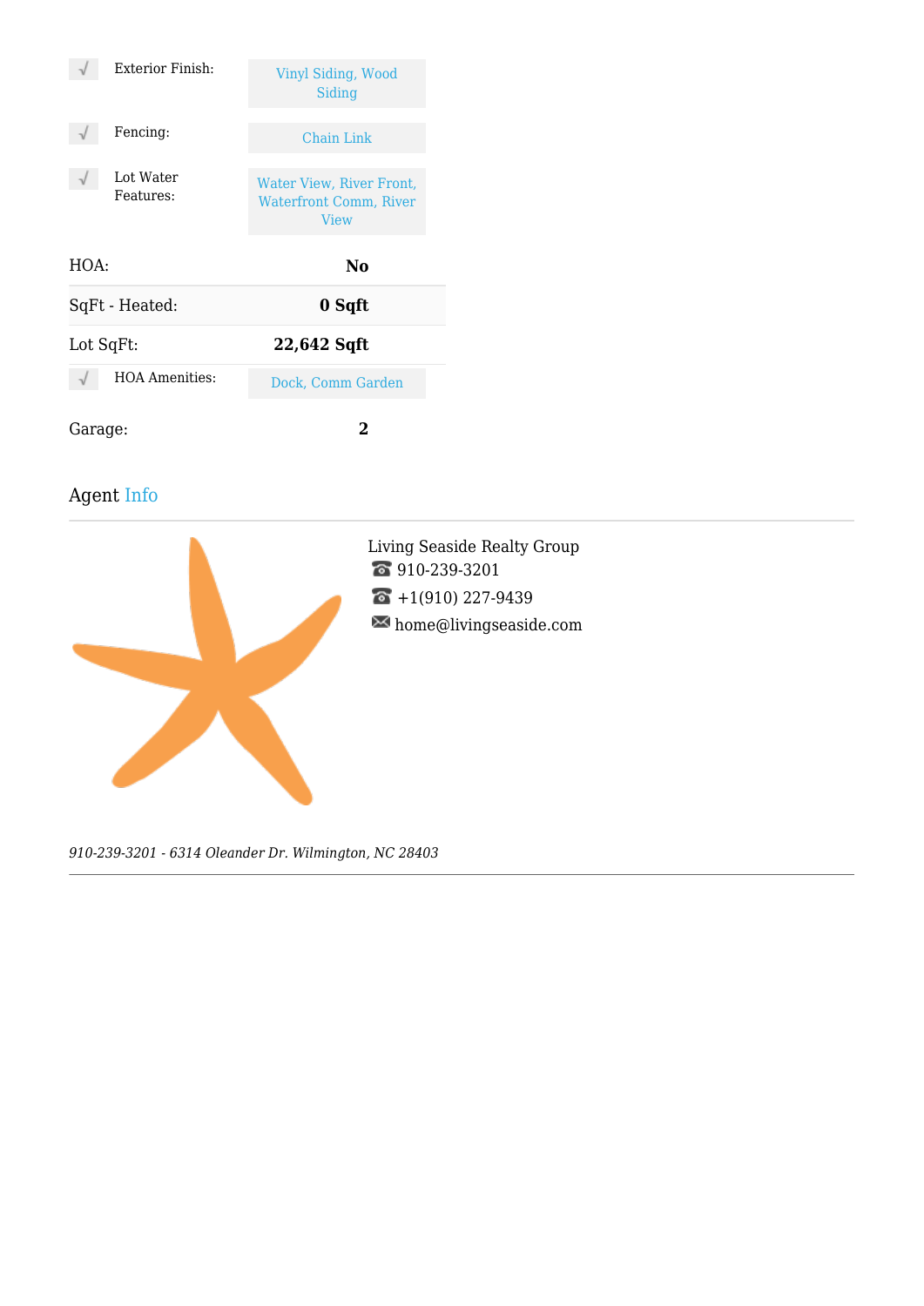| | |
|---|---|
| √ Exterior Finish: | Vinyl Siding, Wood Siding |
| √ Fencing: | Chain Link |
| √ Lot Water Features: | Water View, River Front, Waterfront Comm, River View |
| HOA: | **No** |
| SqFt - Heated: | **0 Sqft** |
| Lot SqFt: | **22,642 Sqft** |
| √ HOA Amenities: | Dock, Comm Garden |
| Garage: | **2** |

## Agent Info

Living Seaside Realty Group
☎ 910-239-3201
☎ +1(910) 227-9439
✉ home@livingseaside.com

*910-239-3201 - 6314 Oleander Dr. Wilmington, NC 28403*